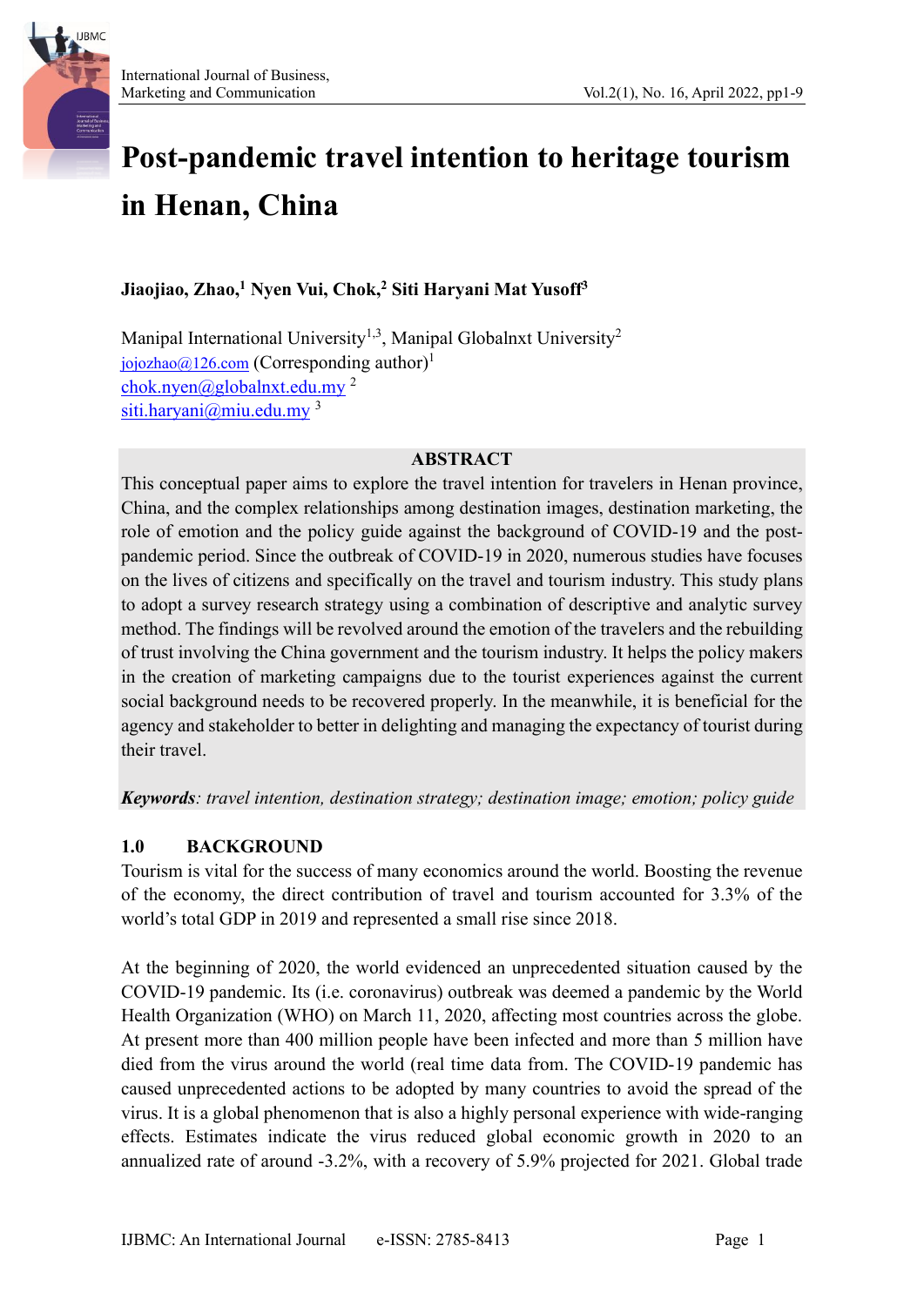# Post-pandemic travel intention to heritage tourism in Henan, China

**Jiaojiao, Zhao,[1] Nyen Vui, Chok,[2] Siti Haryani Mat Yusoff[3]**

Manipal International University[1,3], Manipal Globalnxt University[2]
jojozhao@126.com (Corresponding author)[1]
chok.nyen@globalnxt.edu.my [2]
siti.haryani@miu.edu.my [3]

## ABSTRACT

This conceptual paper aims to explore the travel intention for travelers in Henan province, China, and the complex relationships among destination images, destination marketing, the role of emotion and the policy guide against the background of COVID-19 and the post-pandemic period. Since the outbreak of COVID-19 in 2020, numerous studies have focuses on the lives of citizens and specifically on the travel and tourism industry. This study plans to adopt a survey research strategy using a combination of descriptive and analytic survey method. The findings will be revolved around the emotion of the travelers and the rebuilding of trust involving the China government and the tourism industry. It helps the policy makers in the creation of marketing campaigns due to the tourist experiences against the current social background needs to be recovered properly. In the meanwhile, it is beneficial for the agency and stakeholder to better in delighting and managing the expectancy of tourist during their travel.

***Keywords**: travel intention, destination strategy; destination image; emotion; policy guide*

## 1.0 BACKGROUND

Tourism is vital for the success of many economics around the world. Boosting the revenue of the economy, the direct contribution of travel and tourism accounted for 3.3% of the world's total GDP in 2019 and represented a small rise since 2018.

At the beginning of 2020, the world evidenced an unprecedented situation caused by the COVID-19 pandemic. Its (i.e. coronavirus) outbreak was deemed a pandemic by the World Health Organization (WHO) on March 11, 2020, affecting most countries across the globe. At present more than 400 million people have been infected and more than 5 million have died from the virus around the world (real time data from. The COVID-19 pandemic has caused unprecedented actions to be adopted by many countries to avoid the spread of the virus. It is a global phenomenon that is also a highly personal experience with wide-ranging effects. Estimates indicate the virus reduced global economic growth in 2020 to an annualized rate of around -3.2%, with a recovery of 5.9% projected for 2021. Global trade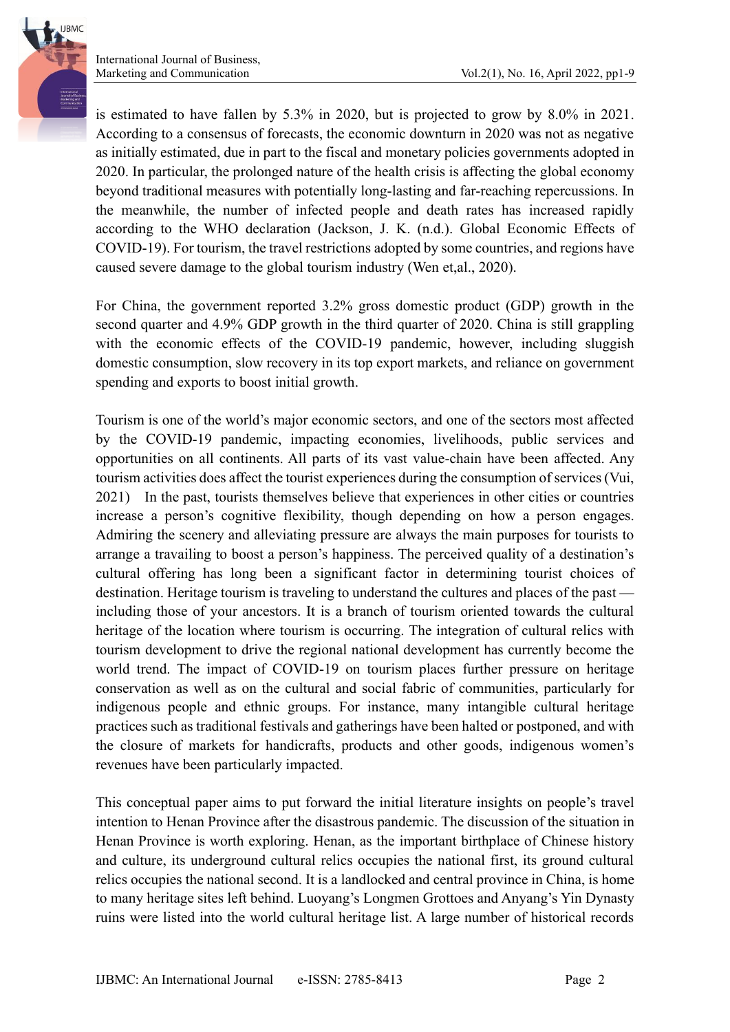is estimated to have fallen by 5.3% in 2020, but is projected to grow by 8.0% in 2021. According to a consensus of forecasts, the economic downturn in 2020 was not as negative as initially estimated, due in part to the fiscal and monetary policies governments adopted in 2020. In particular, the prolonged nature of the health crisis is affecting the global economy beyond traditional measures with potentially long-lasting and far-reaching repercussions. In the meanwhile, the number of infected people and death rates has increased rapidly according to the WHO declaration (Jackson, J. K. (n.d.). Global Economic Effects of COVID-19). For tourism, the travel restrictions adopted by some countries, and regions have caused severe damage to the global tourism industry (Wen et,al., 2020).

For China, the government reported 3.2% gross domestic product (GDP) growth in the second quarter and 4.9% GDP growth in the third quarter of 2020. China is still grappling with the economic effects of the COVID-19 pandemic, however, including sluggish domestic consumption, slow recovery in its top export markets, and reliance on government spending and exports to boost initial growth.

Tourism is one of the world's major economic sectors, and one of the sectors most affected by the COVID-19 pandemic, impacting economies, livelihoods, public services and opportunities on all continents. All parts of its vast value-chain have been affected. Any tourism activities does affect the tourist experiences during the consumption of services (Vui, 2021)  In the past, tourists themselves believe that experiences in other cities or countries increase a person's cognitive flexibility, though depending on how a person engages. Admiring the scenery and alleviating pressure are always the main purposes for tourists to arrange a travailing to boost a person's happiness. The perceived quality of a destination's cultural offering has long been a significant factor in determining tourist choices of destination. Heritage tourism is traveling to understand the cultures and places of the past — including those of your ancestors. It is a branch of tourism oriented towards the cultural heritage of the location where tourism is occurring. The integration of cultural relics with tourism development to drive the regional national development has currently become the world trend. The impact of COVID-19 on tourism places further pressure on heritage conservation as well as on the cultural and social fabric of communities, particularly for indigenous people and ethnic groups. For instance, many intangible cultural heritage practices such as traditional festivals and gatherings have been halted or postponed, and with the closure of markets for handicrafts, products and other goods, indigenous women's revenues have been particularly impacted.

This conceptual paper aims to put forward the initial literature insights on people's travel intention to Henan Province after the disastrous pandemic. The discussion of the situation in Henan Province is worth exploring. Henan, as the important birthplace of Chinese history and culture, its underground cultural relics occupies the national first, its ground cultural relics occupies the national second. It is a landlocked and central province in China, is home to many heritage sites left behind. Luoyang's Longmen Grottoes and Anyang's Yin Dynasty ruins were listed into the world cultural heritage list. A large number of historical records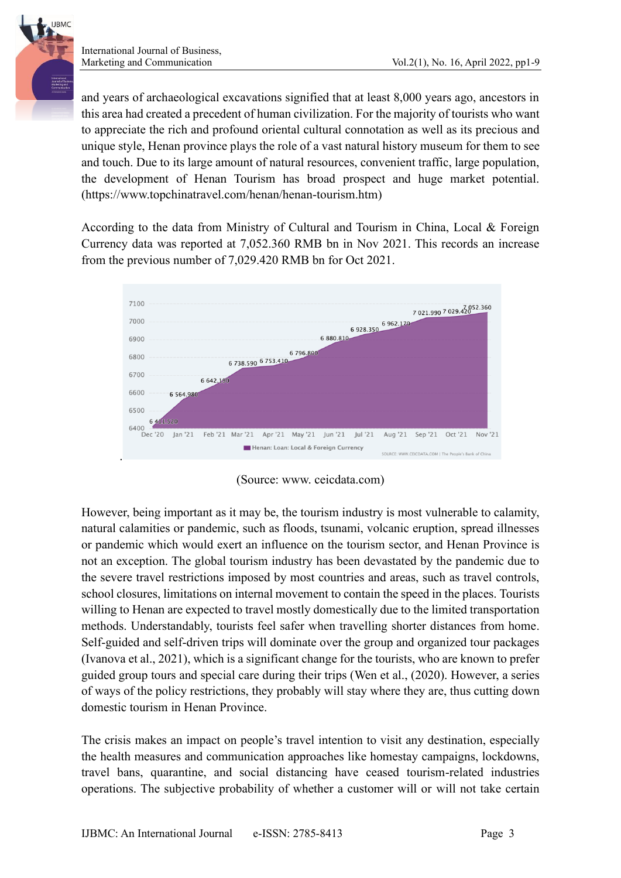and years of archaeological excavations signified that at least 8,000 years ago, ancestors in this area had created a precedent of human civilization. For the majority of tourists who want to appreciate the rich and profound oriental cultural connotation as well as its precious and unique style, Henan province plays the role of a vast natural history museum for them to see and touch. Due to its large amount of natural resources, convenient traffic, large population, the development of Henan Tourism has broad prospect and huge market potential. (https://www.topchinatravel.com/henan/henan-tourism.htm)

According to the data from Ministry of Cultural and Tourism in China, Local & Foreign Currency data was reported at 7,052.360 RMB bn in Nov 2021. This records an increase from the previous number of 7,029.420 RMB bn for Oct 2021.

(Source: www. ceicdata.com)

However, being important as it may be, the tourism industry is most vulnerable to calamity, natural calamities or pandemic, such as floods, tsunami, volcanic eruption, spread illnesses or pandemic which would exert an influence on the tourism sector, and Henan Province is not an exception. The global tourism industry has been devastated by the pandemic due to the severe travel restrictions imposed by most countries and areas, such as travel controls, school closures, limitations on internal movement to contain the speed in the places. Tourists willing to Henan are expected to travel mostly domestically due to the limited transportation methods. Understandably, tourists feel safer when travelling shorter distances from home. Self-guided and self-driven trips will dominate over the group and organized tour packages (Ivanova et al., 2021), which is a significant change for the tourists, who are known to prefer guided group tours and special care during their trips (Wen et al., (2020). However, a series of ways of the policy restrictions, they probably will stay where they are, thus cutting down domestic tourism in Henan Province.

The crisis makes an impact on people's travel intention to visit any destination, especially the health measures and communication approaches like homestay campaigns, lockdowns, travel bans, quarantine, and social distancing have ceased tourism-related industries operations. The subjective probability of whether a customer will or will not take certain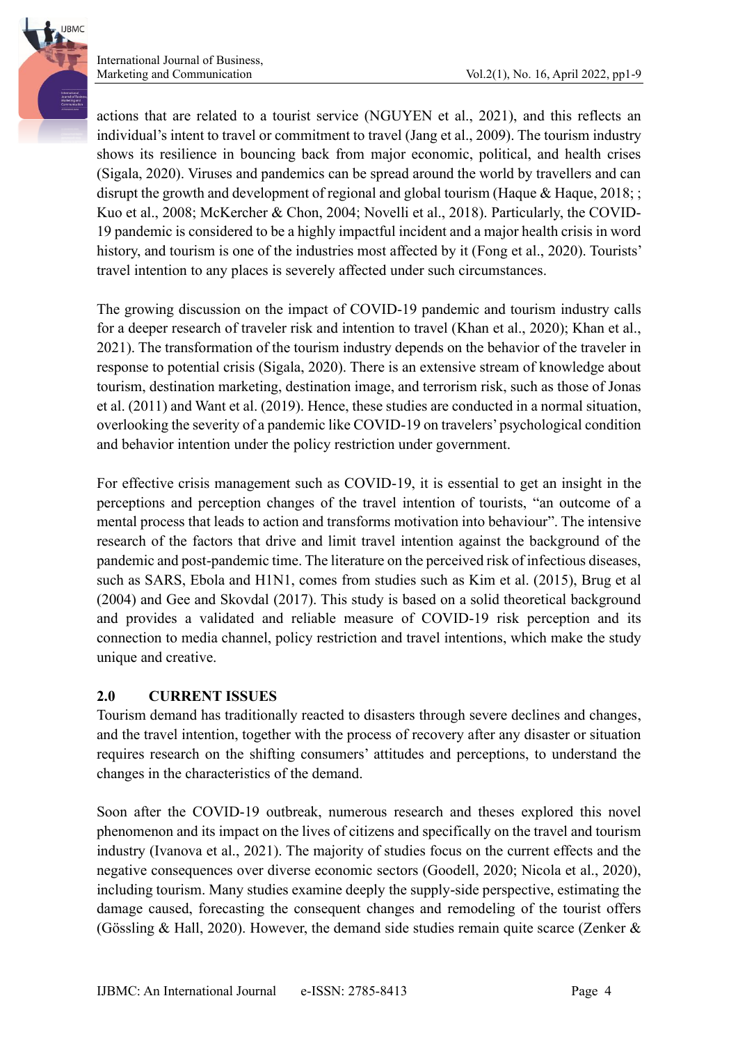actions that are related to a tourist service (NGUYEN et al., 2021), and this reflects an individual's intent to travel or commitment to travel (Jang et al., 2009). The tourism industry shows its resilience in bouncing back from major economic, political, and health crises (Sigala, 2020). Viruses and pandemics can be spread around the world by travellers and can disrupt the growth and development of regional and global tourism (Haque & Haque, 2018; ; Kuo et al., 2008; McKercher & Chon, 2004; Novelli et al., 2018). Particularly, the COVID-19 pandemic is considered to be a highly impactful incident and a major health crisis in word history, and tourism is one of the industries most affected by it (Fong et al., 2020). Tourists' travel intention to any places is severely affected under such circumstances.

The growing discussion on the impact of COVID-19 pandemic and tourism industry calls for a deeper research of traveler risk and intention to travel (Khan et al., 2020); Khan et al., 2021). The transformation of the tourism industry depends on the behavior of the traveler in response to potential crisis (Sigala, 2020). There is an extensive stream of knowledge about tourism, destination marketing, destination image, and terrorism risk, such as those of Jonas et al. (2011) and Want et al. (2019). Hence, these studies are conducted in a normal situation, overlooking the severity of a pandemic like COVID-19 on travelers' psychological condition and behavior intention under the policy restriction under government.

For effective crisis management such as COVID-19, it is essential to get an insight in the perceptions and perception changes of the travel intention of tourists, "an outcome of a mental process that leads to action and transforms motivation into behaviour". The intensive research of the factors that drive and limit travel intention against the background of the pandemic and post-pandemic time. The literature on the perceived risk of infectious diseases, such as SARS, Ebola and H1N1, comes from studies such as Kim et al. (2015), Brug et al (2004) and Gee and Skovdal (2017). This study is based on a solid theoretical background and provides a validated and reliable measure of COVID-19 risk perception and its connection to media channel, policy restriction and travel intentions, which make the study unique and creative.

## 2.0 CURRENT ISSUES

Tourism demand has traditionally reacted to disasters through severe declines and changes, and the travel intention, together with the process of recovery after any disaster or situation requires research on the shifting consumers' attitudes and perceptions, to understand the changes in the characteristics of the demand.

Soon after the COVID-19 outbreak, numerous research and theses explored this novel phenomenon and its impact on the lives of citizens and specifically on the travel and tourism industry (Ivanova et al., 2021). The majority of studies focus on the current effects and the negative consequences over diverse economic sectors (Goodell, 2020; Nicola et al., 2020), including tourism. Many studies examine deeply the supply-side perspective, estimating the damage caused, forecasting the consequent changes and remodeling of the tourist offers (Gössling & Hall, 2020). However, the demand side studies remain quite scarce (Zenker &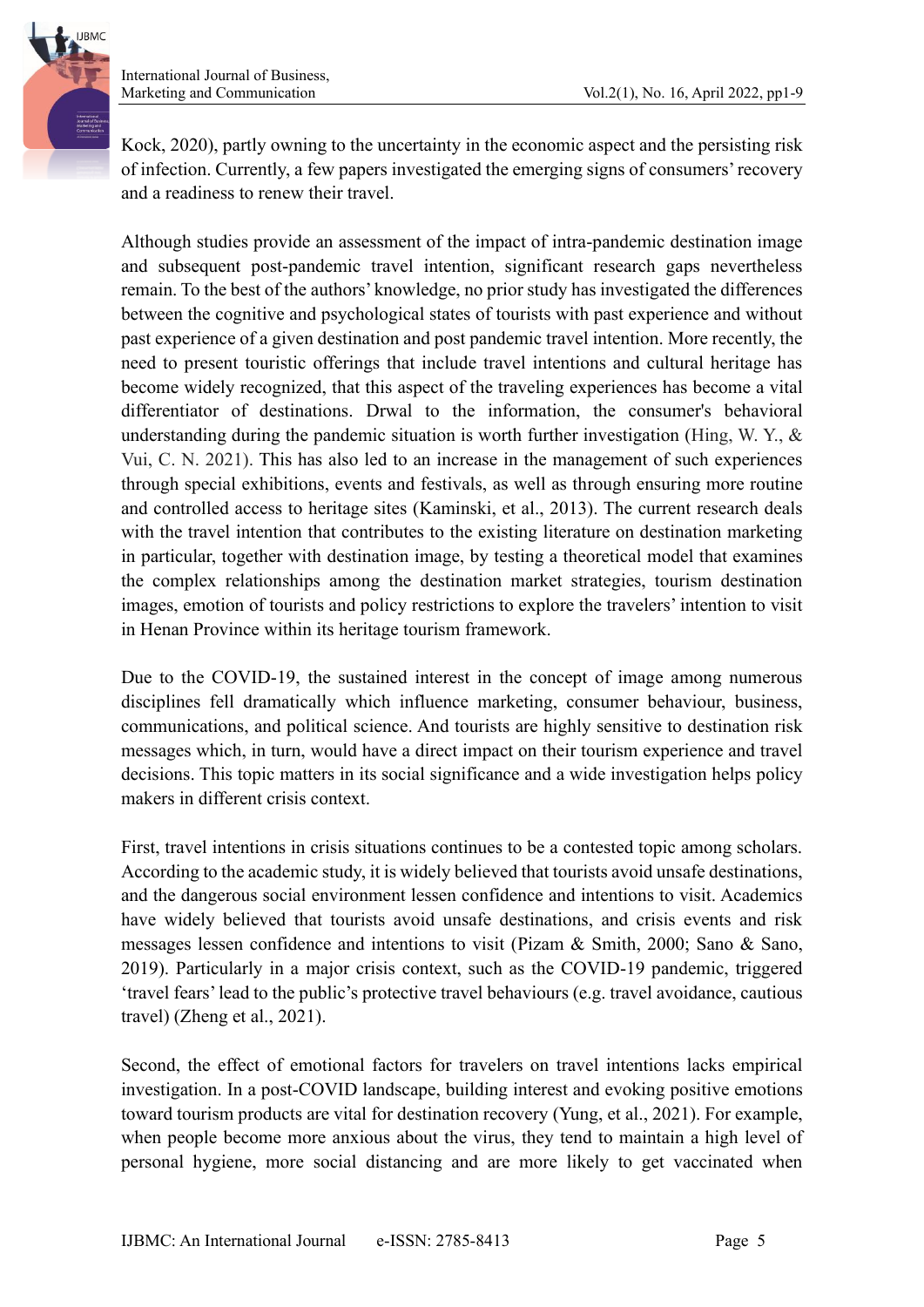Kock, 2020), partly owning to the uncertainty in the economic aspect and the persisting risk of infection. Currently, a few papers investigated the emerging signs of consumers' recovery and a readiness to renew their travel.

Although studies provide an assessment of the impact of intra-pandemic destination image and subsequent post-pandemic travel intention, significant research gaps nevertheless remain. To the best of the authors' knowledge, no prior study has investigated the differences between the cognitive and psychological states of tourists with past experience and without past experience of a given destination and post pandemic travel intention. More recently, the need to present touristic offerings that include travel intentions and cultural heritage has become widely recognized, that this aspect of the traveling experiences has become a vital differentiator of destinations. Drwal to the information, the consumer's behavioral understanding during the pandemic situation is worth further investigation (Hing, W. Y., & Vui, C. N. 2021). This has also led to an increase in the management of such experiences through special exhibitions, events and festivals, as well as through ensuring more routine and controlled access to heritage sites (Kaminski, et al., 2013). The current research deals with the travel intention that contributes to the existing literature on destination marketing in particular, together with destination image, by testing a theoretical model that examines the complex relationships among the destination market strategies, tourism destination images, emotion of tourists and policy restrictions to explore the travelers' intention to visit in Henan Province within its heritage tourism framework.

Due to the COVID-19, the sustained interest in the concept of image among numerous disciplines fell dramatically which influence marketing, consumer behaviour, business, communications, and political science. And tourists are highly sensitive to destination risk messages which, in turn, would have a direct impact on their tourism experience and travel decisions. This topic matters in its social significance and a wide investigation helps policy makers in different crisis context.

First, travel intentions in crisis situations continues to be a contested topic among scholars. According to the academic study, it is widely believed that tourists avoid unsafe destinations, and the dangerous social environment lessen confidence and intentions to visit. Academics have widely believed that tourists avoid unsafe destinations, and crisis events and risk messages lessen confidence and intentions to visit (Pizam & Smith, 2000; Sano & Sano, 2019). Particularly in a major crisis context, such as the COVID-19 pandemic, triggered 'travel fears' lead to the public's protective travel behaviours (e.g. travel avoidance, cautious travel) (Zheng et al., 2021).

Second, the effect of emotional factors for travelers on travel intentions lacks empirical investigation. In a post-COVID landscape, building interest and evoking positive emotions toward tourism products are vital for destination recovery (Yung, et al., 2021). For example, when people become more anxious about the virus, they tend to maintain a high level of personal hygiene, more social distancing and are more likely to get vaccinated when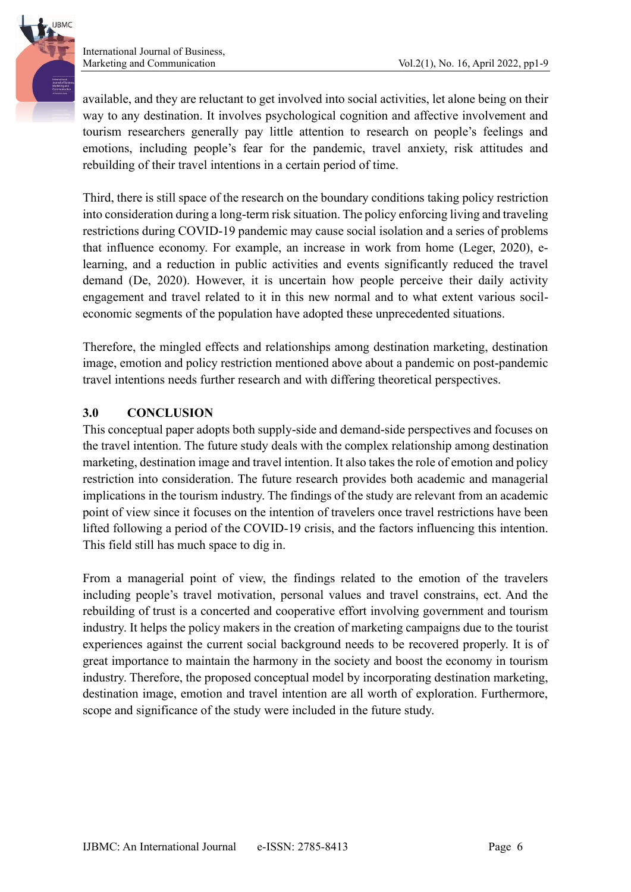available, and they are reluctant to get involved into social activities, let alone being on their way to any destination. It involves psychological cognition and affective involvement and tourism researchers generally pay little attention to research on people's feelings and emotions, including people's fear for the pandemic, travel anxiety, risk attitudes and rebuilding of their travel intentions in a certain period of time.

Third, there is still space of the research on the boundary conditions taking policy restriction into consideration during a long-term risk situation. The policy enforcing living and traveling restrictions during COVID-19 pandemic may cause social isolation and a series of problems that influence economy. For example, an increase in work from home (Leger, 2020), e-learning, and a reduction in public activities and events significantly reduced the travel demand (De, 2020). However, it is uncertain how people perceive their daily activity engagement and travel related to it in this new normal and to what extent various socil-economic segments of the population have adopted these unprecedented situations.

Therefore, the mingled effects and relationships among destination marketing, destination image, emotion and policy restriction mentioned above about a pandemic on post-pandemic travel intentions needs further research and with differing theoretical perspectives.

## 3.0 CONCLUSION

This conceptual paper adopts both supply-side and demand-side perspectives and focuses on the travel intention. The future study deals with the complex relationship among destination marketing, destination image and travel intention. It also takes the role of emotion and policy restriction into consideration. The future research provides both academic and managerial implications in the tourism industry. The findings of the study are relevant from an academic point of view since it focuses on the intention of travelers once travel restrictions have been lifted following a period of the COVID-19 crisis, and the factors influencing this intention. This field still has much space to dig in.

From a managerial point of view, the findings related to the emotion of the travelers including people's travel motivation, personal values and travel constrains, ect. And the rebuilding of trust is a concerted and cooperative effort involving government and tourism industry. It helps the policy makers in the creation of marketing campaigns due to the tourist experiences against the current social background needs to be recovered properly. It is of great importance to maintain the harmony in the society and boost the economy in tourism industry. Therefore, the proposed conceptual model by incorporating destination marketing, destination image, emotion and travel intention are all worth of exploration. Furthermore, scope and significance of the study were included in the future study.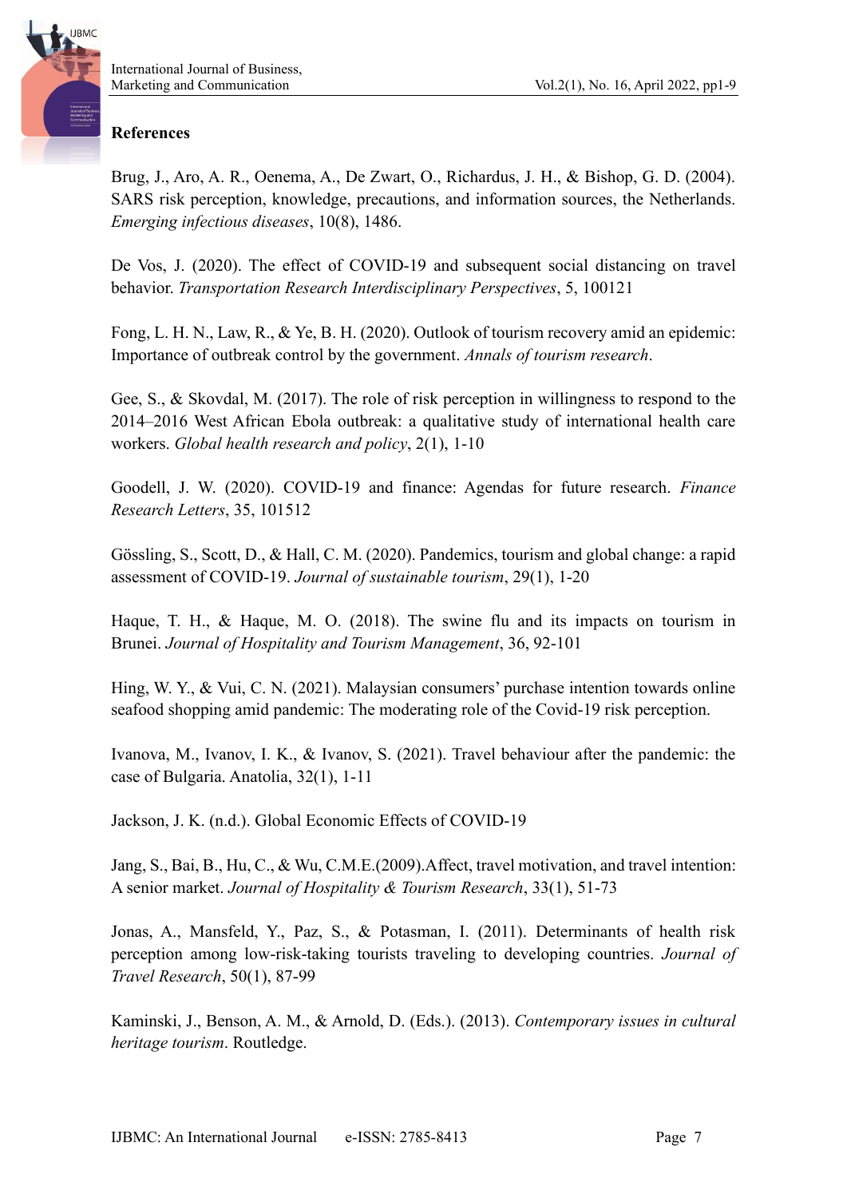## References

Brug, J., Aro, A. R., Oenema, A., De Zwart, O., Richardus, J. H., & Bishop, G. D. (2004). SARS risk perception, knowledge, precautions, and information sources, the Netherlands. *Emerging infectious diseases*, 10(8), 1486.

De Vos, J. (2020). The effect of COVID-19 and subsequent social distancing on travel behavior. *Transportation Research Interdisciplinary Perspectives*, 5, 100121

Fong, L. H. N., Law, R., & Ye, B. H. (2020). Outlook of tourism recovery amid an epidemic: Importance of outbreak control by the government. *Annals of tourism research*.

Gee, S., & Skovdal, M. (2017). The role of risk perception in willingness to respond to the 2014–2016 West African Ebola outbreak: a qualitative study of international health care workers. *Global health research and policy*, 2(1), 1-10

Goodell, J. W. (2020). COVID-19 and finance: Agendas for future research. *Finance Research Letters*, 35, 101512

Gössling, S., Scott, D., & Hall, C. M. (2020). Pandemics, tourism and global change: a rapid assessment of COVID-19. *Journal of sustainable tourism*, 29(1), 1-20

Haque, T. H., & Haque, M. O. (2018). The swine flu and its impacts on tourism in Brunei. *Journal of Hospitality and Tourism Management*, 36, 92-101

Hing, W. Y., & Vui, C. N. (2021). Malaysian consumers' purchase intention towards online seafood shopping amid pandemic: The moderating role of the Covid-19 risk perception.

Ivanova, M., Ivanov, I. K., & Ivanov, S. (2021). Travel behaviour after the pandemic: the case of Bulgaria. Anatolia, 32(1), 1-11

Jackson, J. K. (n.d.). Global Economic Effects of COVID-19

Jang, S., Bai, B., Hu, C., & Wu, C.M.E.(2009).Affect, travel motivation, and travel intention: A senior market. *Journal of Hospitality & Tourism Research*, 33(1), 51-73

Jonas, A., Mansfeld, Y., Paz, S., & Potasman, I. (2011). Determinants of health risk perception among low-risk-taking tourists traveling to developing countries. *Journal of Travel Research*, 50(1), 87-99

Kaminski, J., Benson, A. M., & Arnold, D. (Eds.). (2013). *Contemporary issues in cultural heritage tourism*. Routledge.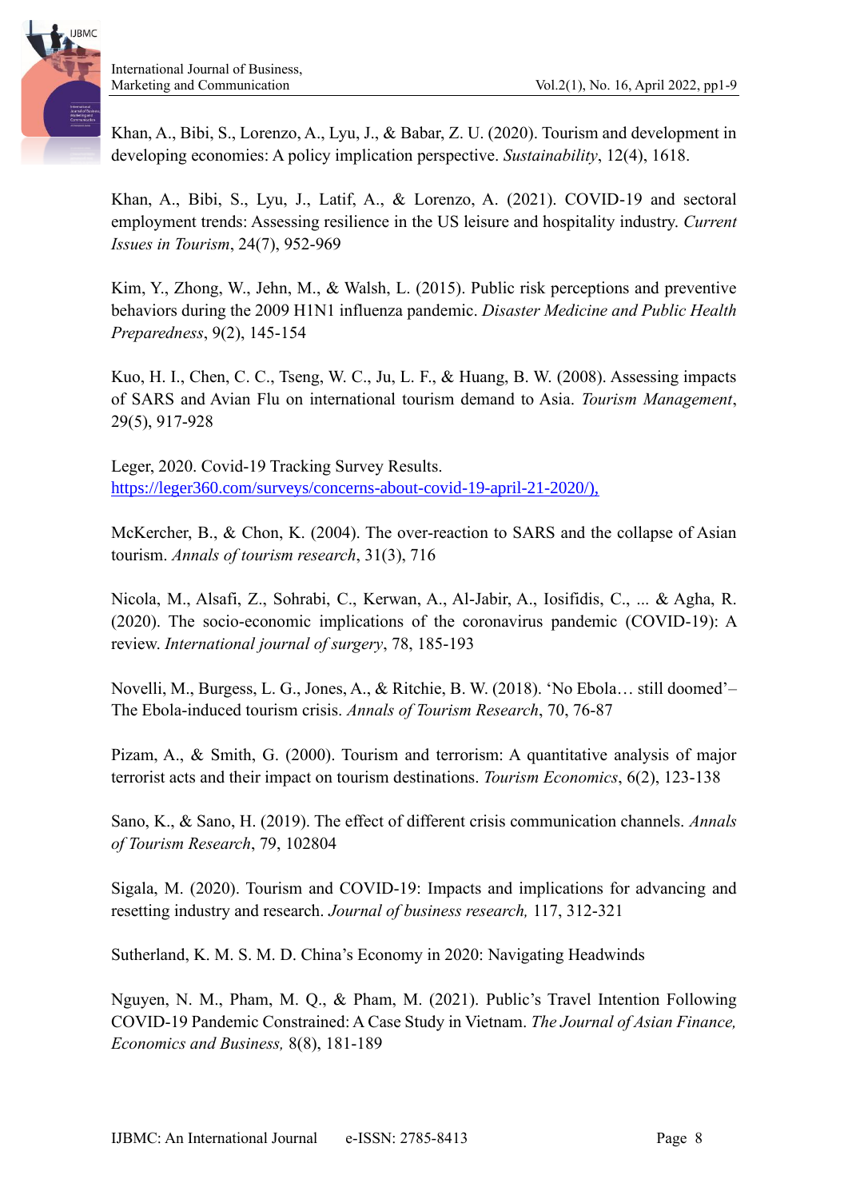Khan, A., Bibi, S., Lorenzo, A., Lyu, J., & Babar, Z. U. (2020). Tourism and development in developing economies: A policy implication perspective. *Sustainability*, 12(4), 1618.

Khan, A., Bibi, S., Lyu, J., Latif, A., & Lorenzo, A. (2021). COVID-19 and sectoral employment trends: Assessing resilience in the US leisure and hospitality industry. *Current Issues in Tourism*, 24(7), 952-969

Kim, Y., Zhong, W., Jehn, M., & Walsh, L. (2015). Public risk perceptions and preventive behaviors during the 2009 H1N1 influenza pandemic. *Disaster Medicine and Public Health Preparedness*, 9(2), 145-154

Kuo, H. I., Chen, C. C., Tseng, W. C., Ju, L. F., & Huang, B. W. (2008). Assessing impacts of SARS and Avian Flu on international tourism demand to Asia. *Tourism Management*, 29(5), 917-928

Leger, 2020. Covid-19 Tracking Survey Results. https://leger360.com/surveys/concerns-about-covid-19-april-21-2020/),

McKercher, B., & Chon, K. (2004). The over-reaction to SARS and the collapse of Asian tourism. *Annals of tourism research*, 31(3), 716

Nicola, M., Alsafi, Z., Sohrabi, C., Kerwan, A., Al-Jabir, A., Iosifidis, C., ... & Agha, R. (2020). The socio-economic implications of the coronavirus pandemic (COVID-19): A review. *International journal of surgery*, 78, 185-193

Novelli, M., Burgess, L. G., Jones, A., & Ritchie, B. W. (2018). 'No Ebola… still doomed'– The Ebola-induced tourism crisis. *Annals of Tourism Research*, 70, 76-87

Pizam, A., & Smith, G. (2000). Tourism and terrorism: A quantitative analysis of major terrorist acts and their impact on tourism destinations. *Tourism Economics*, 6(2), 123-138

Sano, K., & Sano, H. (2019). The effect of different crisis communication channels. *Annals of Tourism Research*, 79, 102804

Sigala, M. (2020). Tourism and COVID-19: Impacts and implications for advancing and resetting industry and research. *Journal of business research,* 117, 312-321

Sutherland, K. M. S. M. D. China's Economy in 2020: Navigating Headwinds

Nguyen, N. M., Pham, M. Q., & Pham, M. (2021). Public's Travel Intention Following COVID-19 Pandemic Constrained: A Case Study in Vietnam. *The Journal of Asian Finance, Economics and Business,* 8(8), 181-189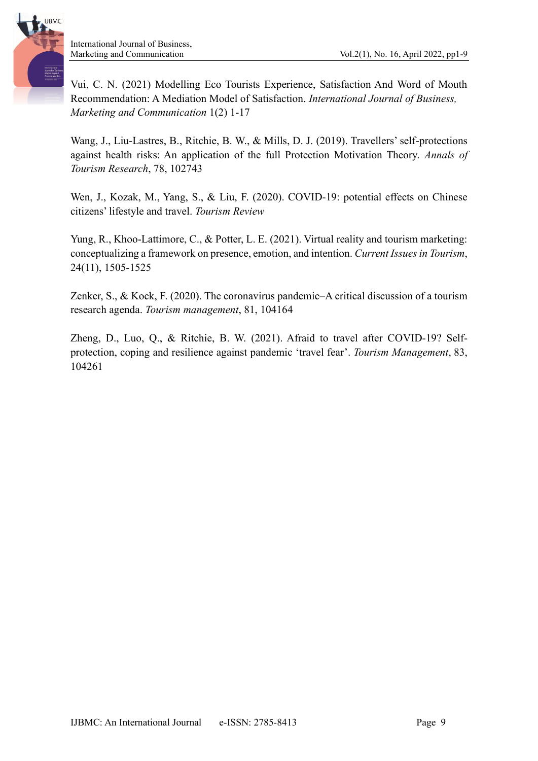Vui, C. N. (2021) Modelling Eco Tourists Experience, Satisfaction And Word of Mouth Recommendation: A Mediation Model of Satisfaction. *International Journal of Business, Marketing and Communication* 1(2) 1-17

Wang, J., Liu-Lastres, B., Ritchie, B. W., & Mills, D. J. (2019). Travellers' self-protections against health risks: An application of the full Protection Motivation Theory. *Annals of Tourism Research*, 78, 102743

Wen, J., Kozak, M., Yang, S., & Liu, F. (2020). COVID-19: potential effects on Chinese citizens' lifestyle and travel. *Tourism Review*

Yung, R., Khoo-Lattimore, C., & Potter, L. E. (2021). Virtual reality and tourism marketing: conceptualizing a framework on presence, emotion, and intention. *Current Issues in Tourism*, 24(11), 1505-1525

Zenker, S., & Kock, F. (2020). The coronavirus pandemic–A critical discussion of a tourism research agenda. *Tourism management*, 81, 104164

Zheng, D., Luo, Q., & Ritchie, B. W. (2021). Afraid to travel after COVID-19? Self-protection, coping and resilience against pandemic 'travel fear'. *Tourism Management*, 83, 104261